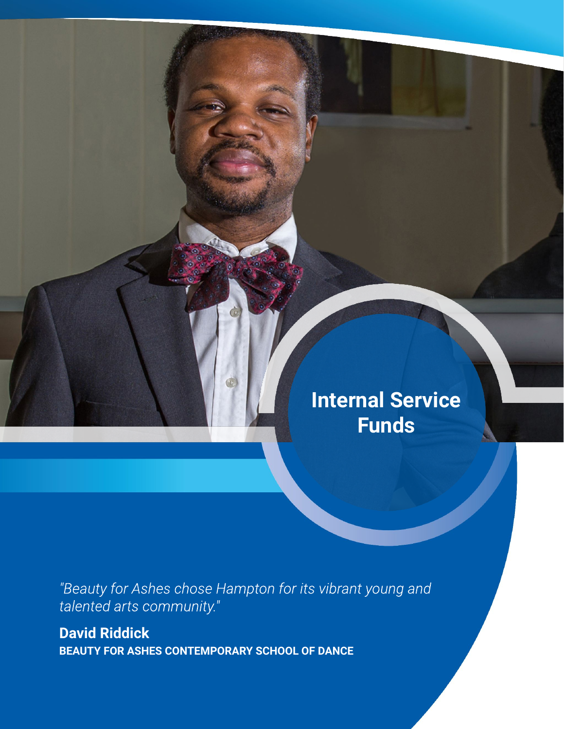# Internal Service Funds

*"Beauty for Ashes chose Hampton for its vibrant young and talented arts community."*

**David Riddick**
**BEAUTY FOR ASHES CONTEMPORARY SCHOOL OF DANCE**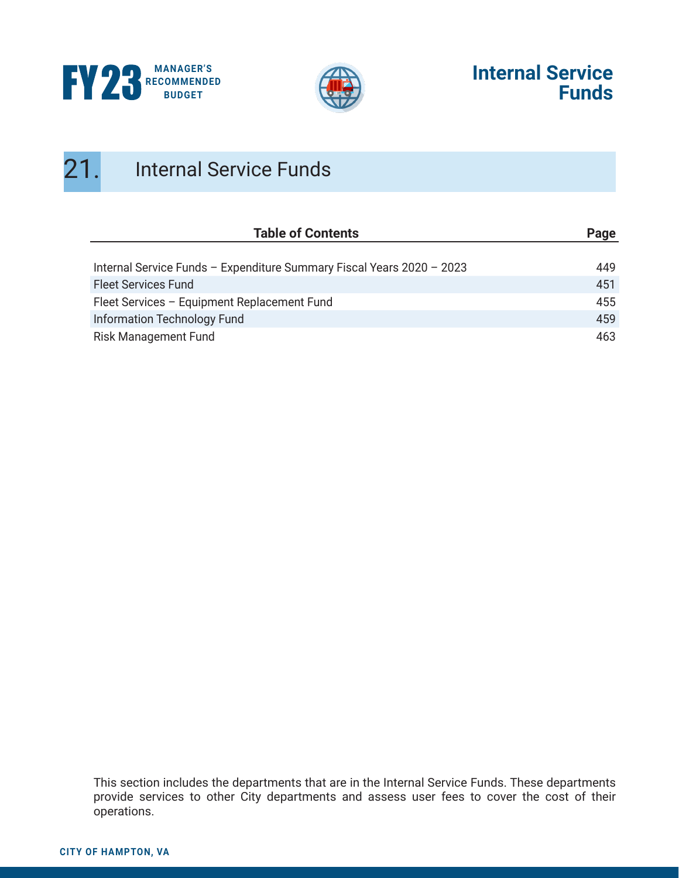# 21. Internal Service Funds

| Table of Contents | Page |
|---|---|
| Internal Service Funds – Expenditure Summary Fiscal Years 2020 – 2023 | 449 |
| Fleet Services Fund | 451 |
| Fleet Services – Equipment Replacement Fund | 455 |
| Information Technology Fund | 459 |
| Risk Management Fund | 463 |

This section includes the departments that are in the Internal Service Funds. These departments provide services to other City departments and assess user fees to cover the cost of their operations.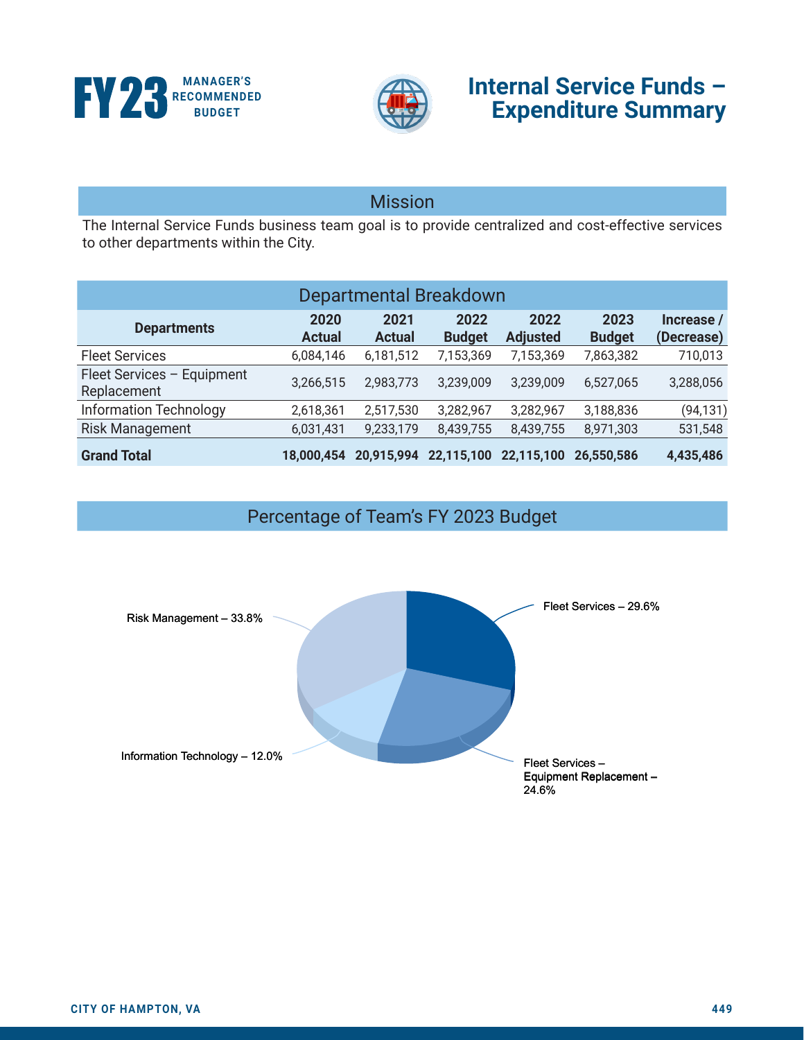# Internal Service Funds – Expenditure Summary

## Mission

The Internal Service Funds business team goal is to provide centralized and cost-effective services to other departments within the City.

## Departmental Breakdown

| Departments | 2020 Actual | 2021 Actual | 2022 Budget | 2022 Adjusted | 2023 Budget | Increase / (Decrease) |
|---|---|---|---|---|---|---|
| Fleet Services | 6,084,146 | 6,181,512 | 7,153,369 | 7,153,369 | 7,863,382 | 710,013 |
| Fleet Services – Equipment Replacement | 3,266,515 | 2,983,773 | 3,239,009 | 3,239,009 | 6,527,065 | 3,288,056 |
| Information Technology | 2,618,361 | 2,517,530 | 3,282,967 | 3,282,967 | 3,188,836 | (94,131) |
| Risk Management | 6,031,431 | 9,233,179 | 8,439,755 | 8,439,755 | 8,971,303 | 531,548 |
| **Grand Total** | **18,000,454** | **20,915,994** | **22,115,100** | **22,115,100** | **26,550,586** | **4,435,486** |

## Percentage of Team's FY 2023 Budget

- Risk Management – 33.8%
- Fleet Services – 29.6%
- Fleet Services – Equipment Replacement – 24.6%
- Information Technology – 12.0%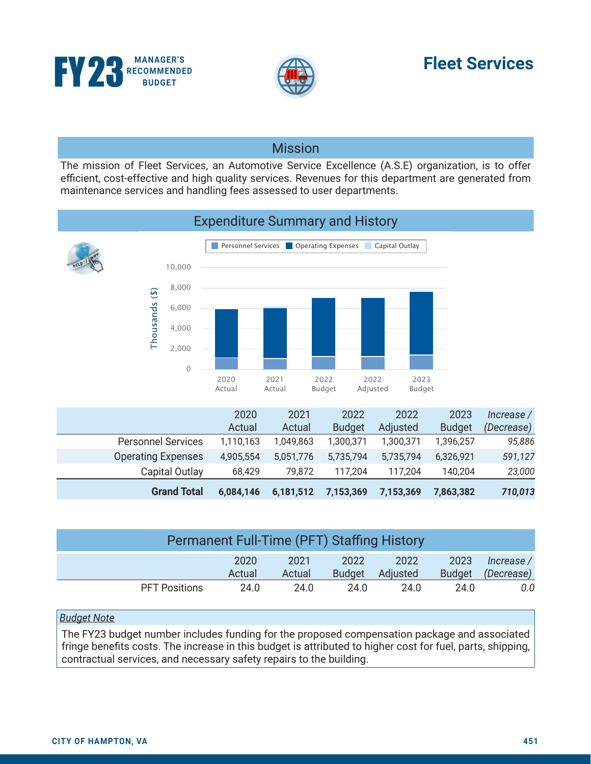**FY23** MANAGER'S RECOMMENDED BUDGET

# Fleet Services

## Mission

The mission of Fleet Services, an Automotive Service Excellence (A.S.E) organization, is to offer efficient, cost-effective and high quality services. Revenues for this department are generated from maintenance services and handling fees assessed to user departments.

## Expenditure Summary and History

| | 2020 Actual | 2021 Actual | 2022 Budget | 2022 Adjusted | 2023 Budget | *Increase / (Decrease)* |
|---|---|---|---|---|---|---|
| Personnel Services | 1,110,163 | 1,049,863 | 1,300,371 | 1,300,371 | 1,396,257 | *95,886* |
| Operating Expenses | 4,905,554 | 5,051,776 | 5,735,794 | 5,735,794 | 6,326,921 | *591,127* |
| Capital Outlay | 68,429 | 79,872 | 117,204 | 117,204 | 140,204 | *23,000* |
| **Grand Total** | **6,084,146** | **6,181,512** | **7,153,369** | **7,153,369** | **7,863,382** | ***710,013*** |

## Permanent Full-Time (PFT) Staffing History

| | 2020 Actual | 2021 Actual | 2022 Budget | 2022 Adjusted | 2023 Budget | *Increase / (Decrease)* |
|---|---|---|---|---|---|---|
| PFT Positions | 24.0 | 24.0 | 24.0 | 24.0 | 24.0 | *0.0* |

*Budget Note*

The FY23 budget number includes funding for the proposed compensation package and associated fringe benefits costs. The increase in this budget is attributed to higher cost for fuel, parts, shipping, contractual services, and necessary safety repairs to the building.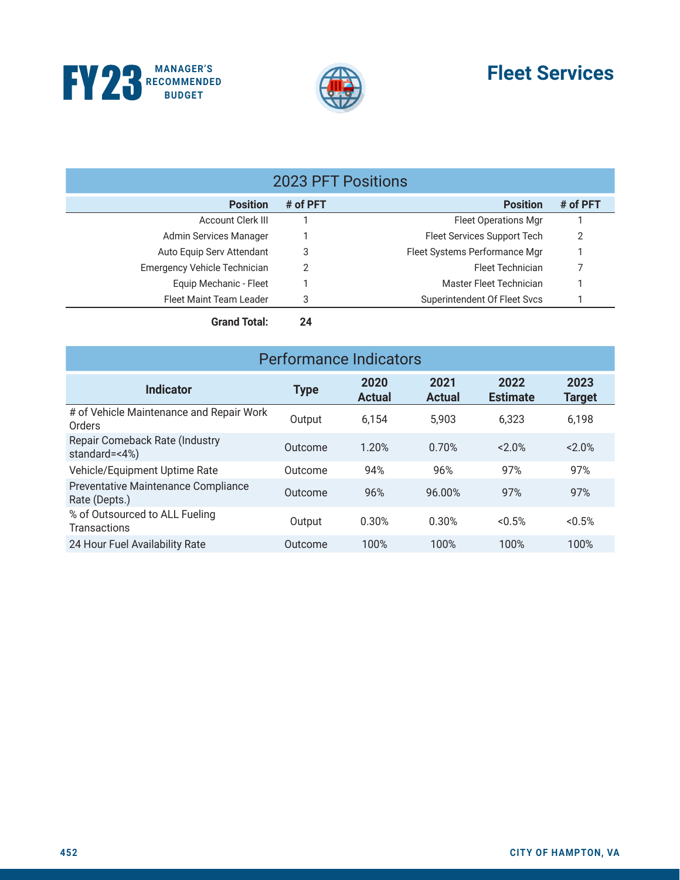# Fleet Services

## 2023 PFT Positions

| Position | # of PFT | Position | # of PFT |
|---|---|---|---|
| Account Clerk III | 1 | Fleet Operations Mgr | 1 |
| Admin Services Manager | 1 | Fleet Services Support Tech | 2 |
| Auto Equip Serv Attendant | 3 | Fleet Systems Performance Mgr | 1 |
| Emergency Vehicle Technician | 2 | Fleet Technician | 7 |
| Equip Mechanic - Fleet | 1 | Master Fleet Technician | 1 |
| Fleet Maint Team Leader | 3 | Superintendent Of Fleet Svcs | 1 |
| **Grand Total:** | **24** | | |

## Performance Indicators

| Indicator | Type | 2020 Actual | 2021 Actual | 2022 Estimate | 2023 Target |
|---|---|---|---|---|---|
| # of Vehicle Maintenance and Repair Work Orders | Output | 6,154 | 5,903 | 6,323 | 6,198 |
| Repair Comeback Rate (Industry standard=<4%) | Outcome | 1.20% | 0.70% | <2.0% | <2.0% |
| Vehicle/Equipment Uptime Rate | Outcome | 94% | 96% | 97% | 97% |
| Preventative Maintenance Compliance Rate (Depts.) | Outcome | 96% | 96.00% | 97% | 97% |
| % of Outsourced to ALL Fueling Transactions | Output | 0.30% | 0.30% | <0.5% | <0.5% |
| 24 Hour Fuel Availability Rate | Outcome | 100% | 100% | 100% | 100% |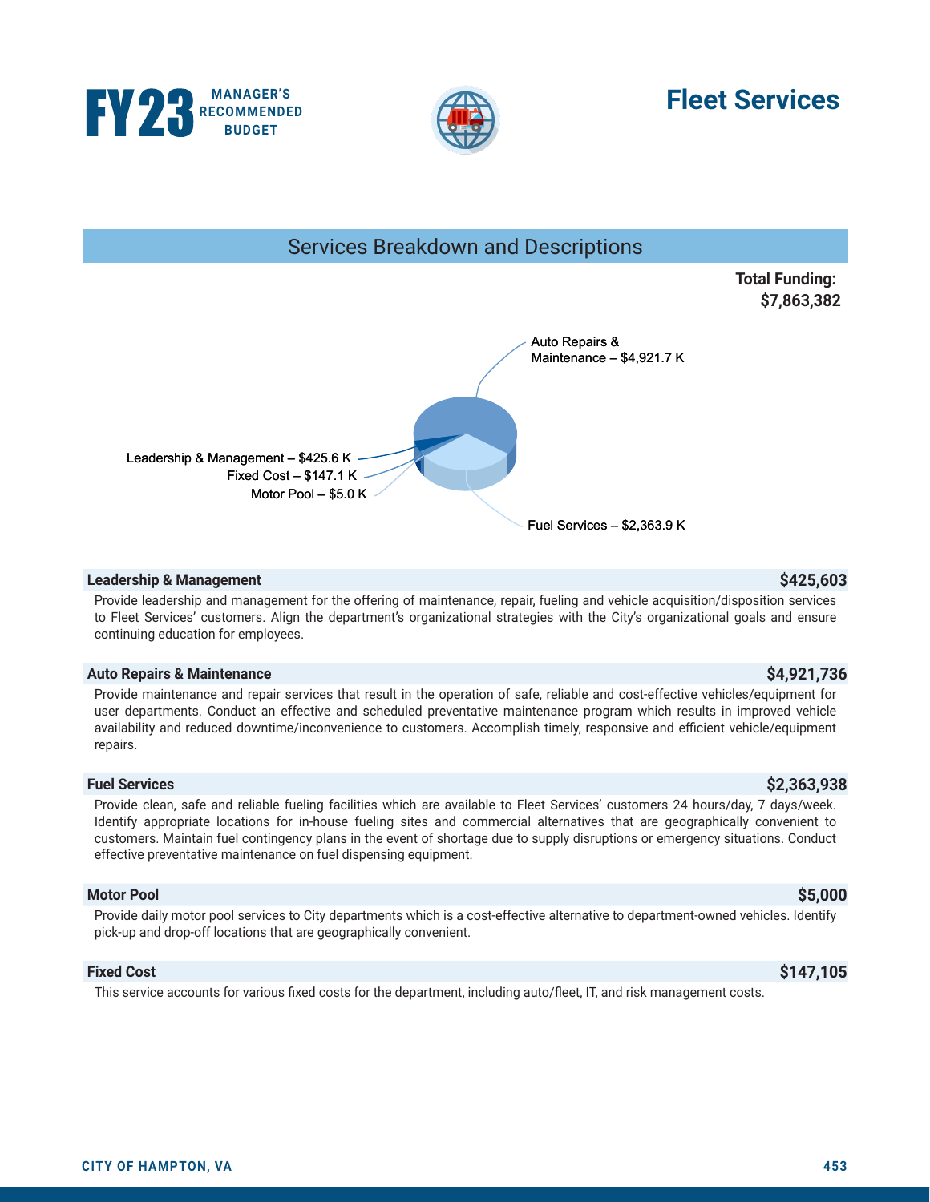# Fleet Services

## Services Breakdown and Descriptions

**Total Funding: $7,863,382**

Auto Repairs & Maintenance – $4,921.7 K

Leadership & Management – $425.6 K

Fixed Cost – $147.1 K

Motor Pool – $5.0 K

Fuel Services – $2,363.9 K

### Leadership & Management — $425,603

Provide leadership and management for the offering of maintenance, repair, fueling and vehicle acquisition/disposition services to Fleet Services' customers. Align the department's organizational strategies with the City's organizational goals and ensure continuing education for employees.

### Auto Repairs & Maintenance — $4,921,736

Provide maintenance and repair services that result in the operation of safe, reliable and cost-effective vehicles/equipment for user departments. Conduct an effective and scheduled preventative maintenance program which results in improved vehicle availability and reduced downtime/inconvenience to customers. Accomplish timely, responsive and efficient vehicle/equipment repairs.

### Fuel Services — $2,363,938

Provide clean, safe and reliable fueling facilities which are available to Fleet Services' customers 24 hours/day, 7 days/week. Identify appropriate locations for in-house fueling sites and commercial alternatives that are geographically convenient to customers. Maintain fuel contingency plans in the event of shortage due to supply disruptions or emergency situations. Conduct effective preventative maintenance on fuel dispensing equipment.

### Motor Pool — $5,000

Provide daily motor pool services to City departments which is a cost-effective alternative to department-owned vehicles. Identify pick-up and drop-off locations that are geographically convenient.

### Fixed Cost — $147,105

This service accounts for various fixed costs for the department, including auto/fleet, IT, and risk management costs.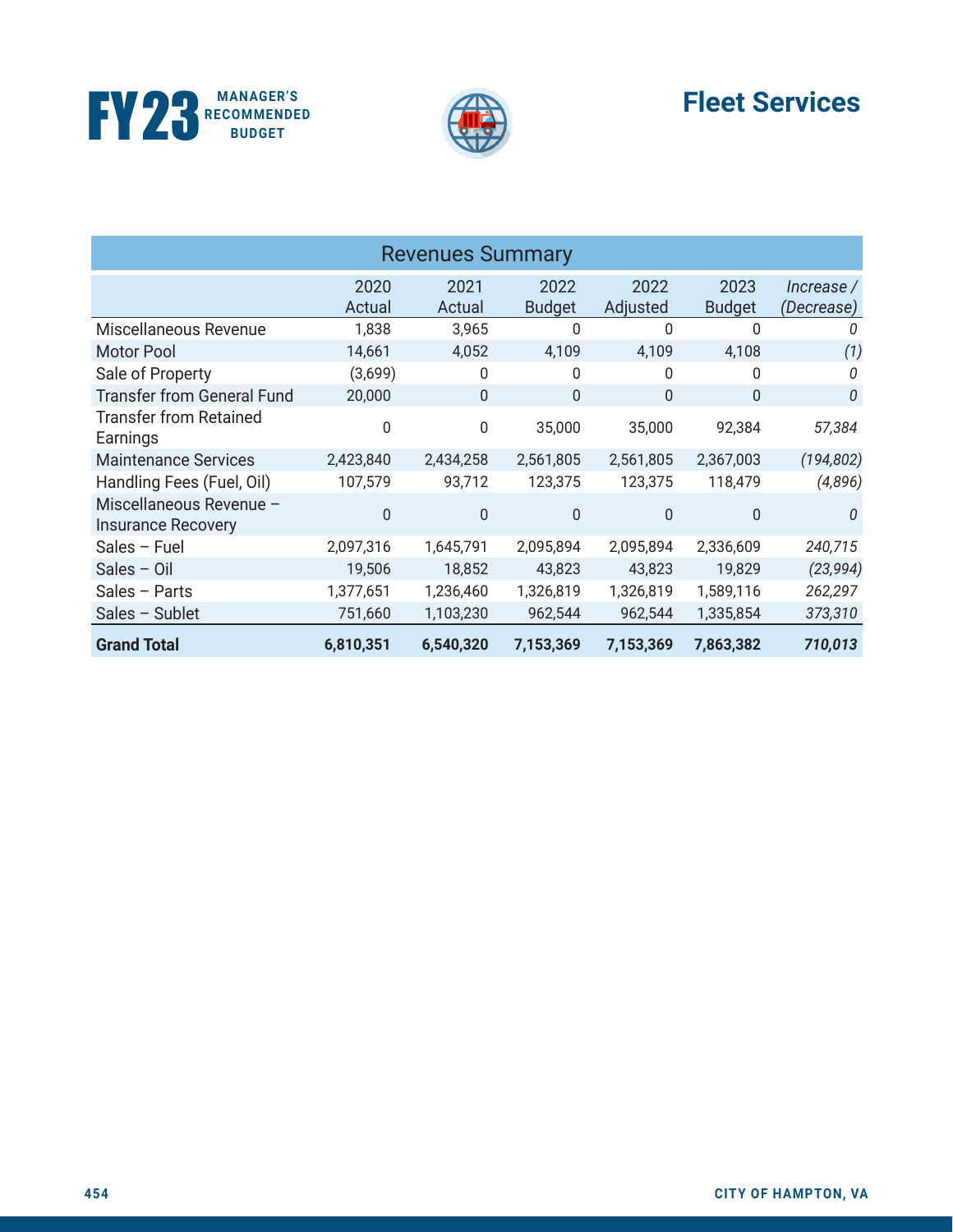# Fleet Services

| Revenues Summary | | | | | | |
|---|---|---|---|---|---|---|
| | 2020 Actual | 2021 Actual | 2022 Budget | 2022 Adjusted | 2023 Budget | *Increase / (Decrease)* |
| Miscellaneous Revenue | 1,838 | 3,965 | 0 | 0 | 0 | *0* |
| Motor Pool | 14,661 | 4,052 | 4,109 | 4,109 | 4,108 | *(1)* |
| Sale of Property | (3,699) | 0 | 0 | 0 | 0 | *0* |
| Transfer from General Fund | 20,000 | 0 | 0 | 0 | 0 | *0* |
| Transfer from Retained Earnings | 0 | 0 | 35,000 | 35,000 | 92,384 | *57,384* |
| Maintenance Services | 2,423,840 | 2,434,258 | 2,561,805 | 2,561,805 | 2,367,003 | *(194,802)* |
| Handling Fees (Fuel, Oil) | 107,579 | 93,712 | 123,375 | 123,375 | 118,479 | *(4,896)* |
| Miscellaneous Revenue – Insurance Recovery | 0 | 0 | 0 | 0 | 0 | *0* |
| Sales – Fuel | 2,097,316 | 1,645,791 | 2,095,894 | 2,095,894 | 2,336,609 | *240,715* |
| Sales – Oil | 19,506 | 18,852 | 43,823 | 43,823 | 19,829 | *(23,994)* |
| Sales – Parts | 1,377,651 | 1,236,460 | 1,326,819 | 1,326,819 | 1,589,116 | *262,297* |
| Sales – Sublet | 751,660 | 1,103,230 | 962,544 | 962,544 | 1,335,854 | *373,310* |
| **Grand Total** | **6,810,351** | **6,540,320** | **7,153,369** | **7,153,369** | **7,863,382** | ***710,013*** |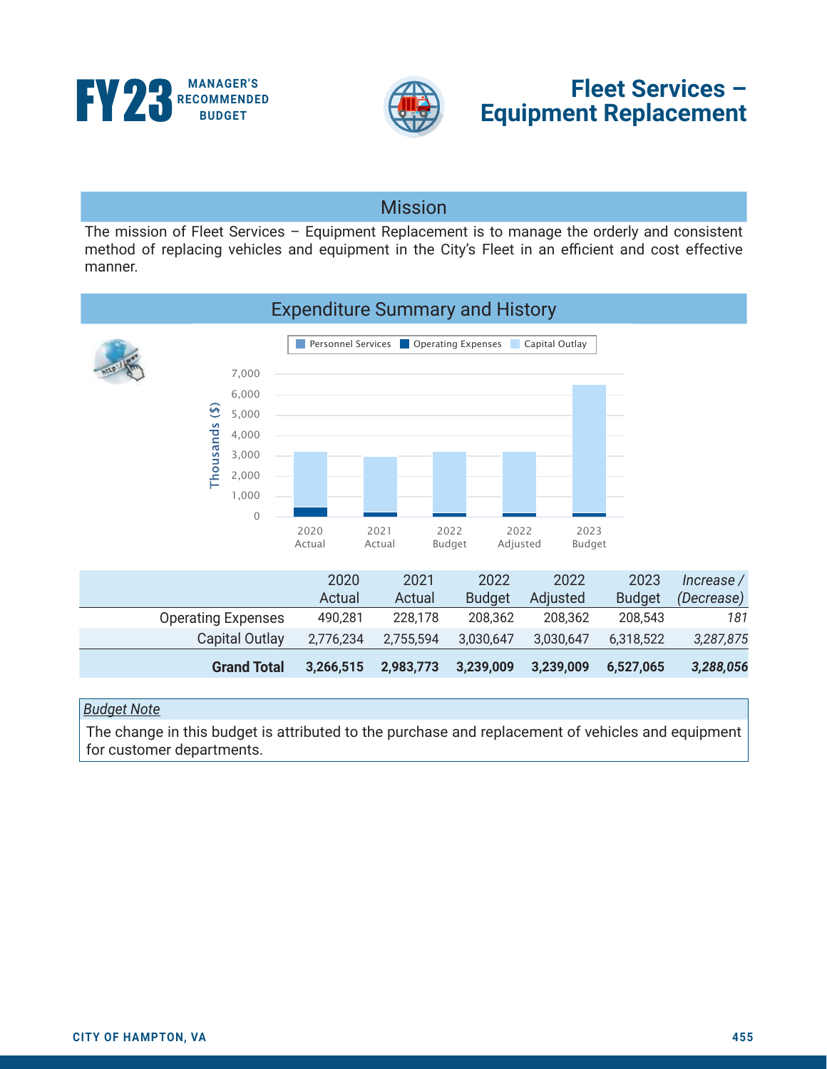# Fleet Services – Equipment Replacement

## Mission

The mission of Fleet Services – Equipment Replacement is to manage the orderly and consistent method of replacing vehicles and equipment in the City's Fleet in an efficient and cost effective manner.

## Expenditure Summary and History

| | 2020 Actual | 2021 Actual | 2022 Budget | 2022 Adjusted | 2023 Budget | *Increase / (Decrease)* |
|---|---|---|---|---|---|---|
| Operating Expenses | 490,281 | 228,178 | 208,362 | 208,362 | 208,543 | *181* |
| Capital Outlay | 2,776,234 | 2,755,594 | 3,030,647 | 3,030,647 | 6,318,522 | *3,287,875* |
| **Grand Total** | **3,266,515** | **2,983,773** | **3,239,009** | **3,239,009** | **6,527,065** | ***3,288,056*** |

*Budget Note*

The change in this budget is attributed to the purchase and replacement of vehicles and equipment for customer departments.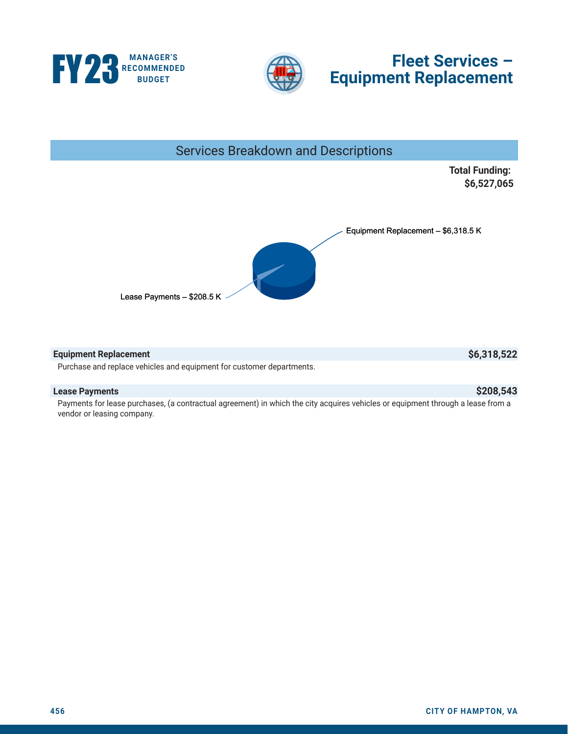# FY23 MANAGER'S RECOMMENDED BUDGET

# Fleet Services – Equipment Replacement

## Services Breakdown and Descriptions

**Total Funding: $6,527,065**

Equipment Replacement – $6,318.5 K

Lease Payments – $208.5 K

**Equipment Replacement** **$6,318,522**

Purchase and replace vehicles and equipment for customer departments.

**Lease Payments** **$208,543**

Payments for lease purchases, (a contractual agreement) in which the city acquires vehicles or equipment through a lease from a vendor or leasing company.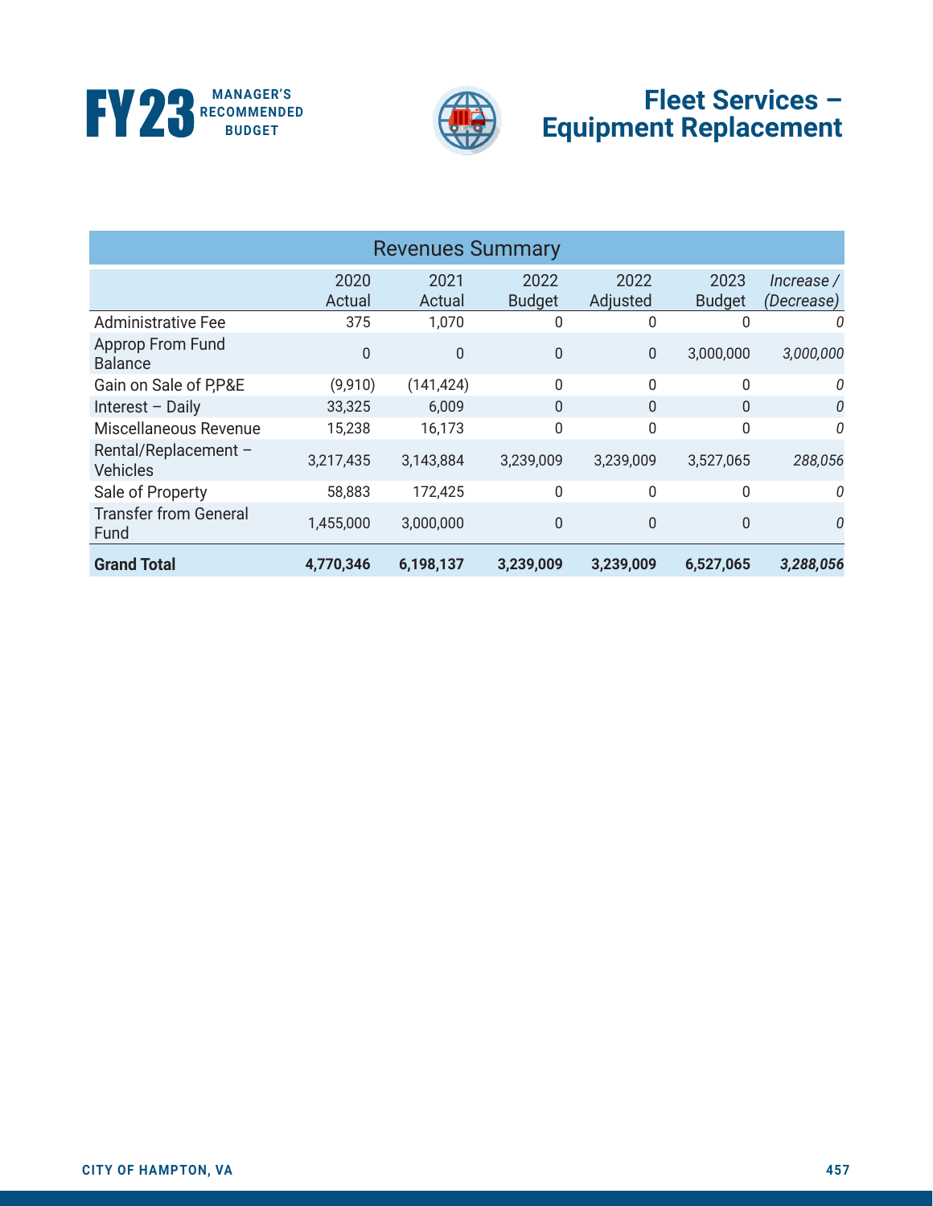# Fleet Services – Equipment Replacement

| Revenues Summary | | | | | | |
|---|---|---|---|---|---|---|
| | 2020 Actual | 2021 Actual | 2022 Budget | 2022 Adjusted | 2023 Budget | *Increase / (Decrease)* |
| Administrative Fee | 375 | 1,070 | 0 | 0 | 0 | *0* |
| Approp From Fund Balance | 0 | 0 | 0 | 0 | 3,000,000 | *3,000,000* |
| Gain on Sale of P,P&E | (9,910) | (141,424) | 0 | 0 | 0 | *0* |
| Interest – Daily | 33,325 | 6,009 | 0 | 0 | 0 | *0* |
| Miscellaneous Revenue | 15,238 | 16,173 | 0 | 0 | 0 | *0* |
| Rental/Replacement – Vehicles | 3,217,435 | 3,143,884 | 3,239,009 | 3,239,009 | 3,527,065 | *288,056* |
| Sale of Property | 58,883 | 172,425 | 0 | 0 | 0 | *0* |
| Transfer from General Fund | 1,455,000 | 3,000,000 | 0 | 0 | 0 | *0* |
| **Grand Total** | **4,770,346** | **6,198,137** | **3,239,009** | **3,239,009** | **6,527,065** | ***3,288,056*** |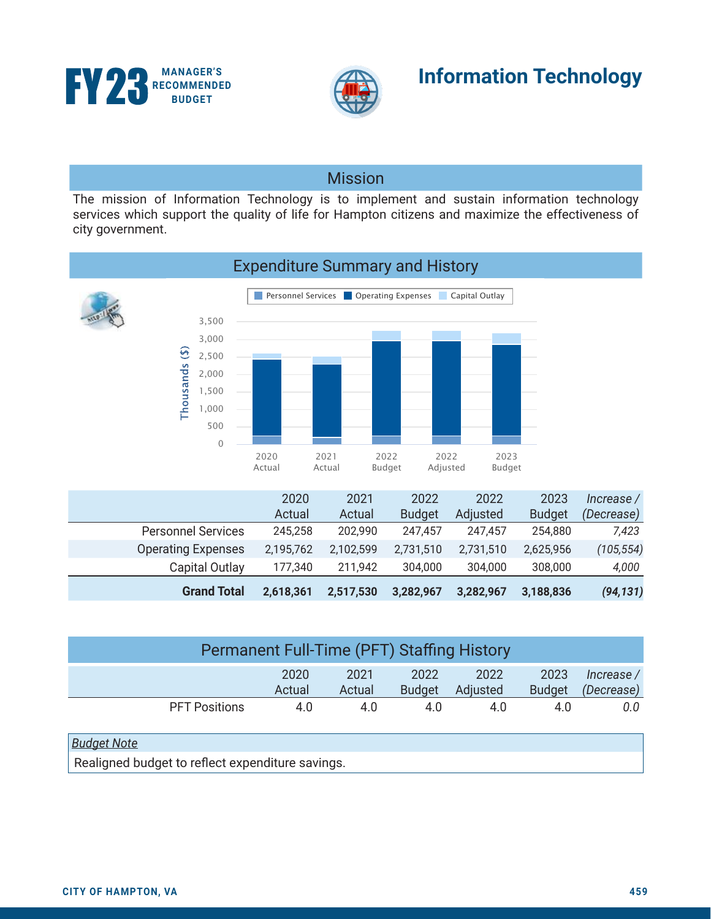FY23 MANAGER'S RECOMMENDED BUDGET

# Information Technology

## Mission

The mission of Information Technology is to implement and sustain information technology services which support the quality of life for Hampton citizens and maximize the effectiveness of city government.

## Expenditure Summary and History

| | 2020 Actual | 2021 Actual | 2022 Budget | 2022 Adjusted | 2023 Budget | *Increase / (Decrease)* |
|---|---|---|---|---|---|---|
| Personnel Services | 245,258 | 202,990 | 247,457 | 247,457 | 254,880 | *7,423* |
| Operating Expenses | 2,195,762 | 2,102,599 | 2,731,510 | 2,731,510 | 2,625,956 | *(105,554)* |
| Capital Outlay | 177,340 | 211,942 | 304,000 | 304,000 | 308,000 | *4,000* |
| **Grand Total** | **2,618,361** | **2,517,530** | **3,282,967** | **3,282,967** | **3,188,836** | ***(94,131)*** |

## Permanent Full-Time (PFT) Staffing History

| | 2020 Actual | 2021 Actual | 2022 Budget | 2022 Adjusted | 2023 Budget | *Increase / (Decrease)* |
|---|---|---|---|---|---|---|
| PFT Positions | 4.0 | 4.0 | 4.0 | 4.0 | 4.0 | *0.0* |

*Budget Note*

Realigned budget to reflect expenditure savings.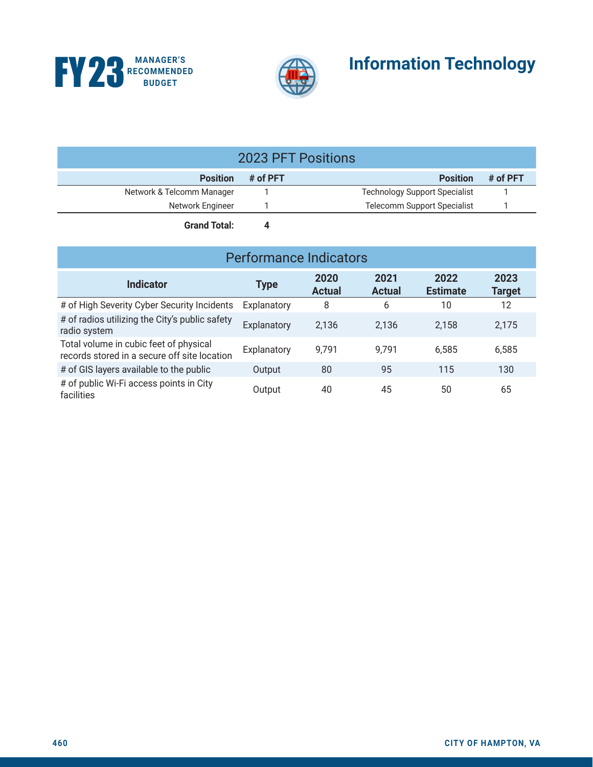# Information Technology

## 2023 PFT Positions

| Position | # of PFT | Position | # of PFT |
|---|---|---|---|
| Network & Telcomm Manager | 1 | Technology Support Specialist | 1 |
| Network Engineer | 1 | Telecomm Support Specialist | 1 |
| **Grand Total:** | **4** | | |

## Performance Indicators

| Indicator | Type | 2020 Actual | 2021 Actual | 2022 Estimate | 2023 Target |
|---|---|---|---|---|---|
| # of High Severity Cyber Security Incidents | Explanatory | 8 | 6 | 10 | 12 |
| # of radios utilizing the City's public safety radio system | Explanatory | 2,136 | 2,136 | 2,158 | 2,175 |
| Total volume in cubic feet of physical records stored in a secure off site location | Explanatory | 9,791 | 9,791 | 6,585 | 6,585 |
| # of GIS layers available to the public | Output | 80 | 95 | 115 | 130 |
| # of public Wi-Fi access points in City facilities | Output | 40 | 45 | 50 | 65 |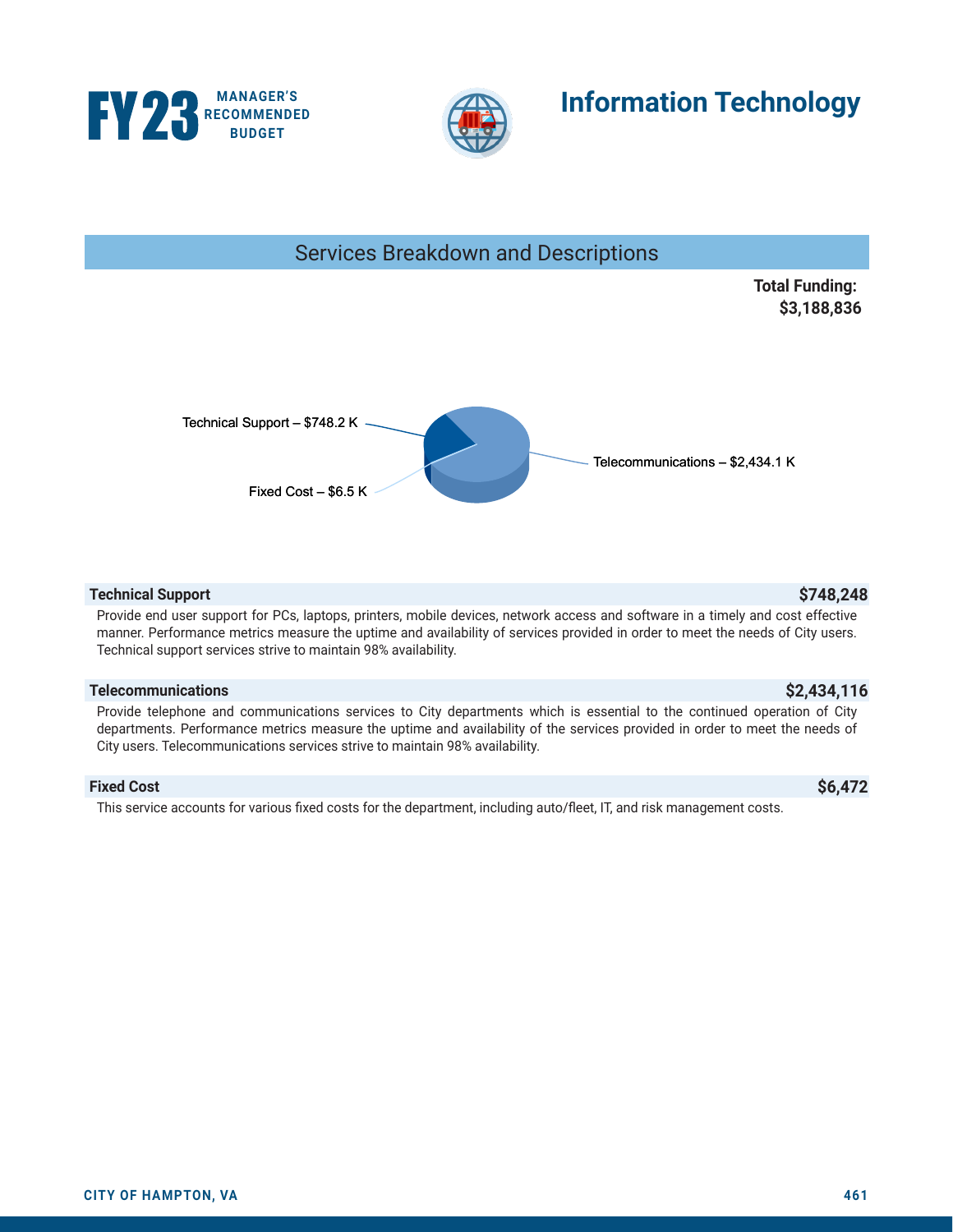# Information Technology

## Services Breakdown and Descriptions

**Total Funding: $3,188,836**

Technical Support – $748.2 K

Telecommunications – $2,434.1 K

Fixed Cost – $6.5 K

### Technical Support — $748,248

Provide end user support for PCs, laptops, printers, mobile devices, network access and software in a timely and cost effective manner. Performance metrics measure the uptime and availability of services provided in order to meet the needs of City users. Technical support services strive to maintain 98% availability.

### Telecommunications — $2,434,116

Provide telephone and communications services to City departments which is essential to the continued operation of City departments. Performance metrics measure the uptime and availability of the services provided in order to meet the needs of City users. Telecommunications services strive to maintain 98% availability.

### Fixed Cost — $6,472

This service accounts for various fixed costs for the department, including auto/fleet, IT, and risk management costs.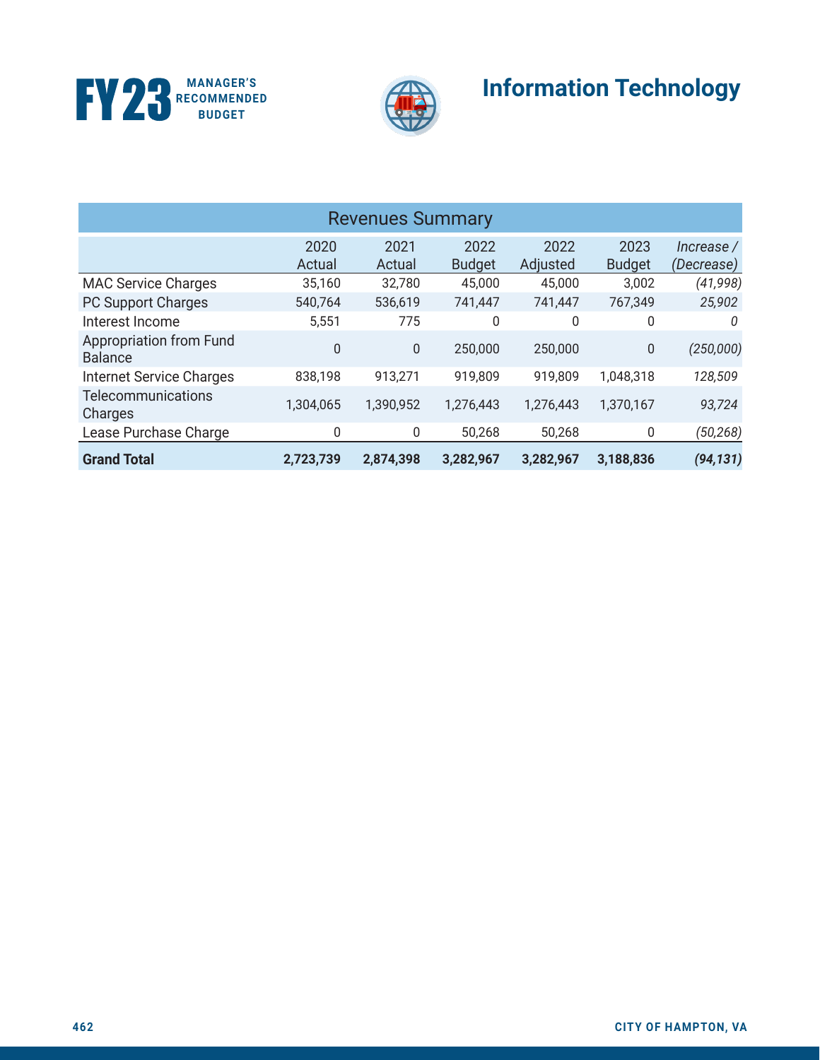# Information Technology

| Revenues Summary | | | | | | |
|---|---|---|---|---|---|---|
| | 2020 Actual | 2021 Actual | 2022 Budget | 2022 Adjusted | 2023 Budget | *Increase / (Decrease)* |
| MAC Service Charges | 35,160 | 32,780 | 45,000 | 45,000 | 3,002 | *(41,998)* |
| PC Support Charges | 540,764 | 536,619 | 741,447 | 741,447 | 767,349 | *25,902* |
| Interest Income | 5,551 | 775 | 0 | 0 | 0 | *0* |
| Appropriation from Fund Balance | 0 | 0 | 250,000 | 250,000 | 0 | *(250,000)* |
| Internet Service Charges | 838,198 | 913,271 | 919,809 | 919,809 | 1,048,318 | *128,509* |
| Telecommunications Charges | 1,304,065 | 1,390,952 | 1,276,443 | 1,276,443 | 1,370,167 | *93,724* |
| Lease Purchase Charge | 0 | 0 | 50,268 | 50,268 | 0 | *(50,268)* |
| **Grand Total** | **2,723,739** | **2,874,398** | **3,282,967** | **3,282,967** | **3,188,836** | ***(94,131)*** |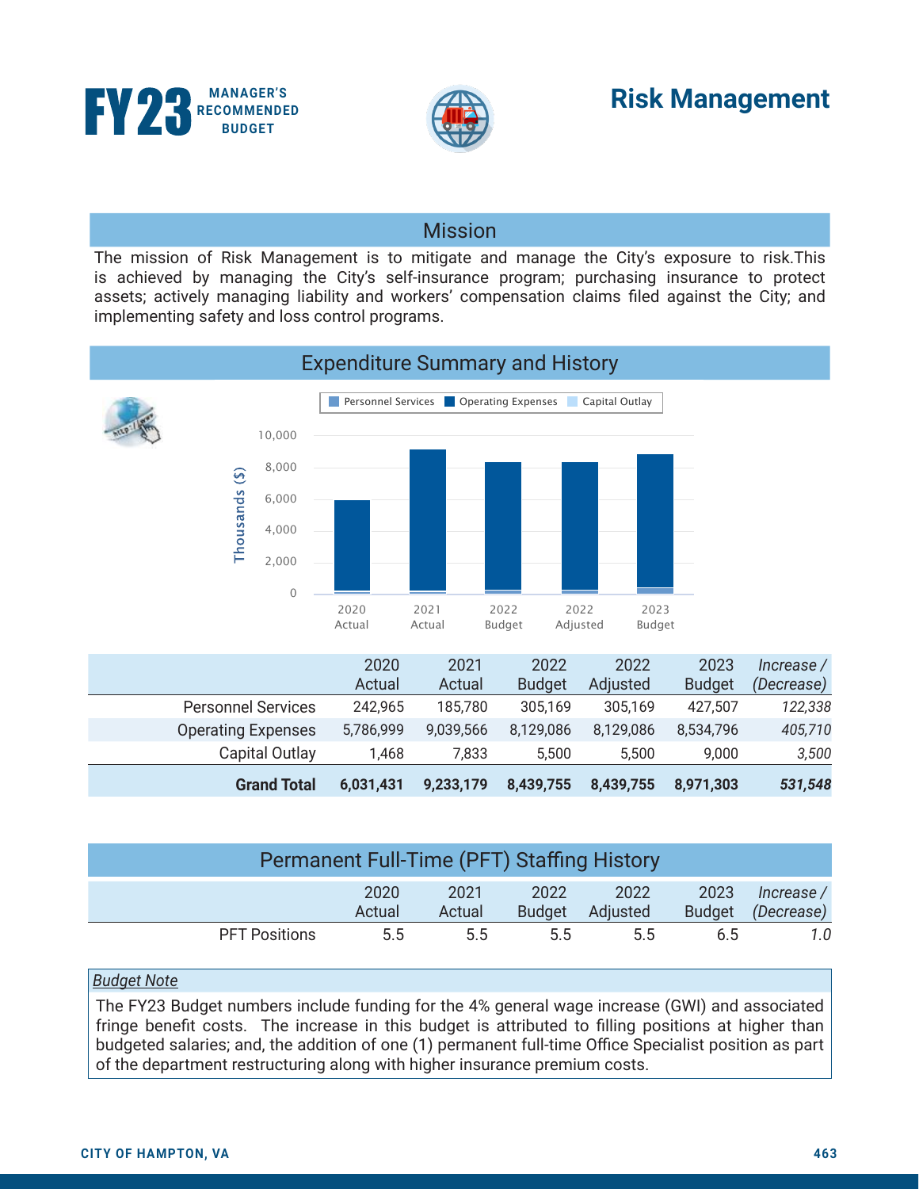# FY23 MANAGER'S RECOMMENDED BUDGET

# Risk Management

## Mission

The mission of Risk Management is to mitigate and manage the City's exposure to risk.This is achieved by managing the City's self-insurance program; purchasing insurance to protect assets; actively managing liability and workers' compensation claims filed against the City; and implementing safety and loss control programs.

## Expenditure Summary and History

| | 2020 Actual | 2021 Actual | 2022 Budget | 2022 Adjusted | 2023 Budget | *Increase / (Decrease)* |
|---|---|---|---|---|---|---|
| Personnel Services | 242,965 | 185,780 | 305,169 | 305,169 | 427,507 | *122,338* |
| Operating Expenses | 5,786,999 | 9,039,566 | 8,129,086 | 8,129,086 | 8,534,796 | *405,710* |
| Capital Outlay | 1,468 | 7,833 | 5,500 | 5,500 | 9,000 | *3,500* |
| **Grand Total** | **6,031,431** | **9,233,179** | **8,439,755** | **8,439,755** | **8,971,303** | ***531,548*** |

## Permanent Full-Time (PFT) Staffing History

| | 2020 Actual | 2021 Actual | 2022 Budget | 2022 Adjusted | 2023 Budget | *Increase / (Decrease)* |
|---|---|---|---|---|---|---|
| PFT Positions | 5.5 | 5.5 | 5.5 | 5.5 | 6.5 | *1.0* |

*Budget Note*

The FY23 Budget numbers include funding for the 4% general wage increase (GWI) and associated fringe benefit costs. The increase in this budget is attributed to filling positions at higher than budgeted salaries; and, the addition of one (1) permanent full-time Office Specialist position as part of the department restructuring along with higher insurance premium costs.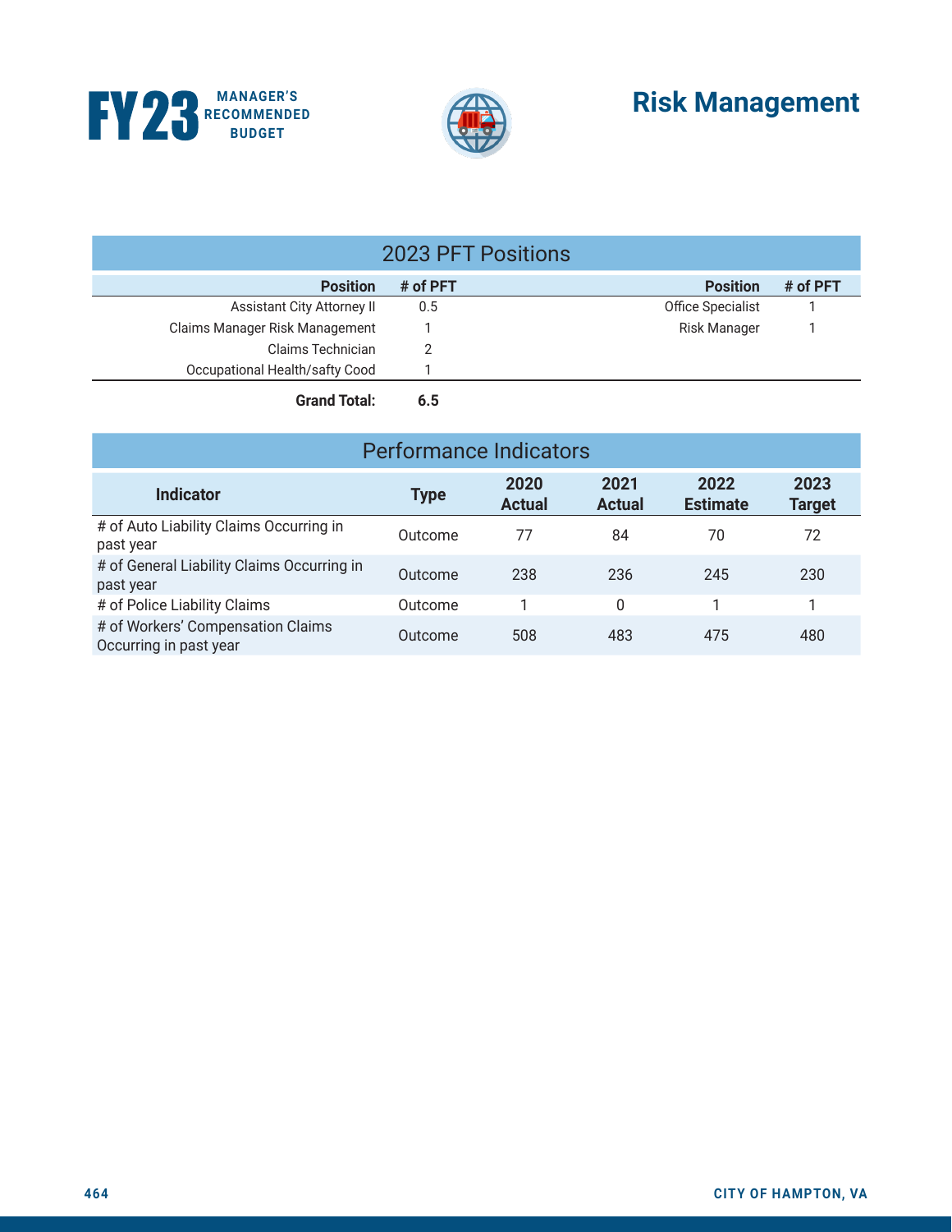# Risk Management

## 2023 PFT Positions

| Position | # of PFT | Position | # of PFT |
|---|---|---|---|
| Assistant City Attorney II | 0.5 | Office Specialist | 1 |
| Claims Manager Risk Management | 1 | Risk Manager | 1 |
| Claims Technician | 2 | | |
| Occupational Health/safty Cood | 1 | | |
| **Grand Total:** | **6.5** | | |

## Performance Indicators

| Indicator | Type | 2020 Actual | 2021 Actual | 2022 Estimate | 2023 Target |
|---|---|---|---|---|---|
| # of Auto Liability Claims Occurring in past year | Outcome | 77 | 84 | 70 | 72 |
| # of General Liability Claims Occurring in past year | Outcome | 238 | 236 | 245 | 230 |
| # of Police Liability Claims | Outcome | 1 | 0 | 1 | 1 |
| # of Workers' Compensation Claims Occurring in past year | Outcome | 508 | 483 | 475 | 480 |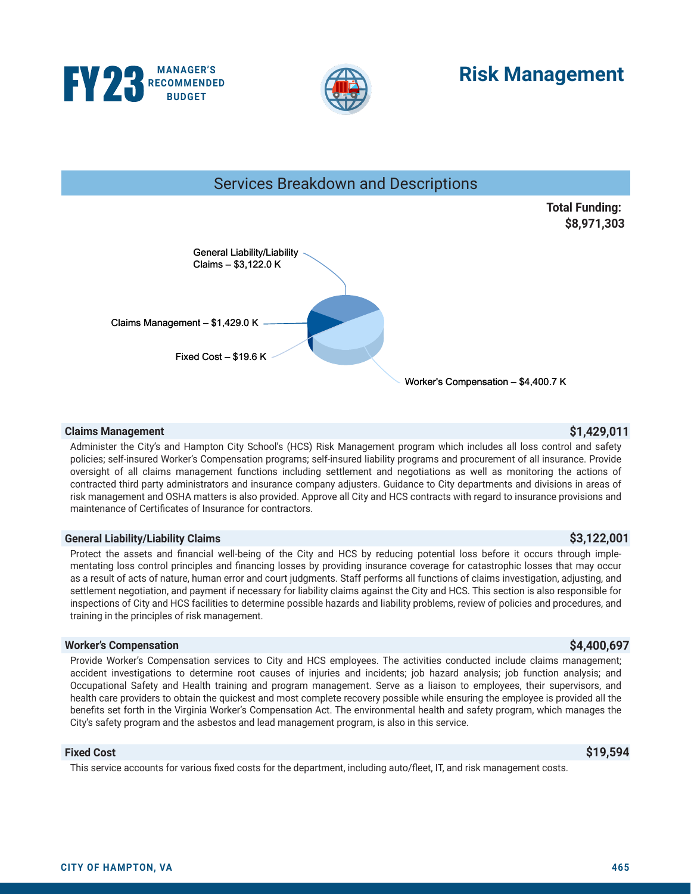# Risk Management

FY23 MANAGER'S RECOMMENDED BUDGET

## Services Breakdown and Descriptions

**Total Funding: $8,971,303**

General Liability/Liability Claims – $3,122.0 K

Claims Management – $1,429.0 K

Fixed Cost – $19.6 K

Worker's Compensation – $4,400.7 K

### Claims Management — $1,429,011

Administer the City's and Hampton City School's (HCS) Risk Management program which includes all loss control and safety policies; self-insured Worker's Compensation programs; self-insured liability programs and procurement of all insurance. Provide oversight of all claims management functions including settlement and negotiations as well as monitoring the actions of contracted third party administrators and insurance company adjusters. Guidance to City departments and divisions in areas of risk management and OSHA matters is also provided. Approve all City and HCS contracts with regard to insurance provisions and maintenance of Certificates of Insurance for contractors.

### General Liability/Liability Claims — $3,122,001

Protect the assets and financial well-being of the City and HCS by reducing potential loss before it occurs through implementing loss control principles and financing losses by providing insurance coverage for catastrophic losses that may occur as a result of acts of nature, human error and court judgments. Staff performs all functions of claims investigation, adjusting, and settlement negotiation, and payment if necessary for liability claims against the City and HCS. This section is also responsible for inspections of City and HCS facilities to determine possible hazards and liability problems, review of policies and procedures, and training in the principles of risk management.

### Worker's Compensation — $4,400,697

Provide Worker's Compensation services to City and HCS employees. The activities conducted include claims management; accident investigations to determine root causes of injuries and incidents; job hazard analysis; job function analysis; and Occupational Safety and Health training and program management. Serve as a liaison to employees, their supervisors, and health care providers to obtain the quickest and most complete recovery possible while ensuring the employee is provided all the benefits set forth in the Virginia Worker's Compensation Act. The environmental health and safety program, which manages the City's safety program and the asbestos and lead management program, is also in this service.

### Fixed Cost — $19,594

This service accounts for various fixed costs for the department, including auto/fleet, IT, and risk management costs.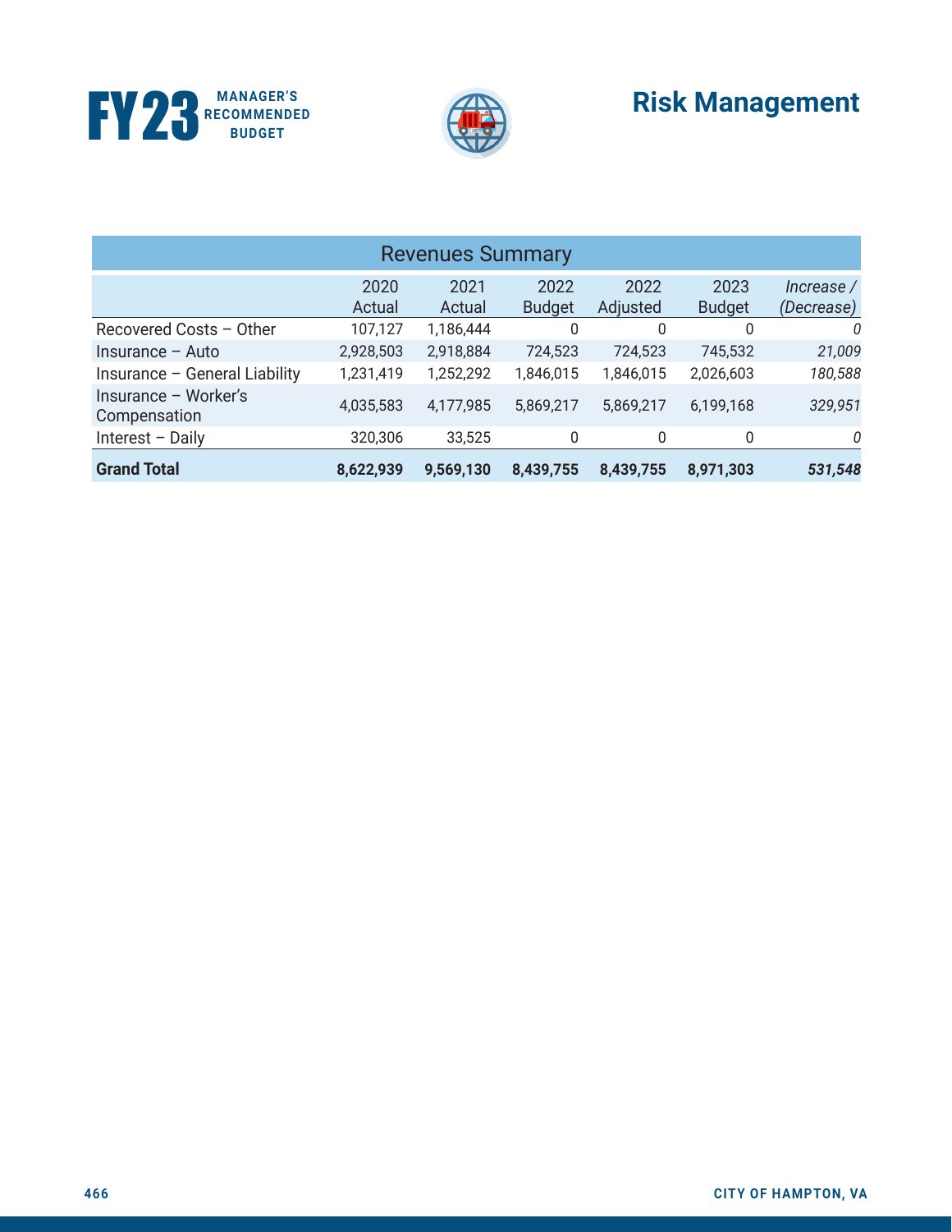# Risk Management

## Revenues Summary

| | 2020 Actual | 2021 Actual | 2022 Budget | 2022 Adjusted | 2023 Budget | *Increase / (Decrease)* |
|---|---|---|---|---|---|---|
| Recovered Costs – Other | 107,127 | 1,186,444 | 0 | 0 | 0 | *0* |
| Insurance – Auto | 2,928,503 | 2,918,884 | 724,523 | 724,523 | 745,532 | *21,009* |
| Insurance – General Liability | 1,231,419 | 1,252,292 | 1,846,015 | 1,846,015 | 2,026,603 | *180,588* |
| Insurance – Worker's Compensation | 4,035,583 | 4,177,985 | 5,869,217 | 5,869,217 | 6,199,168 | *329,951* |
| Interest – Daily | 320,306 | 33,525 | 0 | 0 | 0 | *0* |
| **Grand Total** | **8,622,939** | **9,569,130** | **8,439,755** | **8,439,755** | **8,971,303** | ***531,548*** |